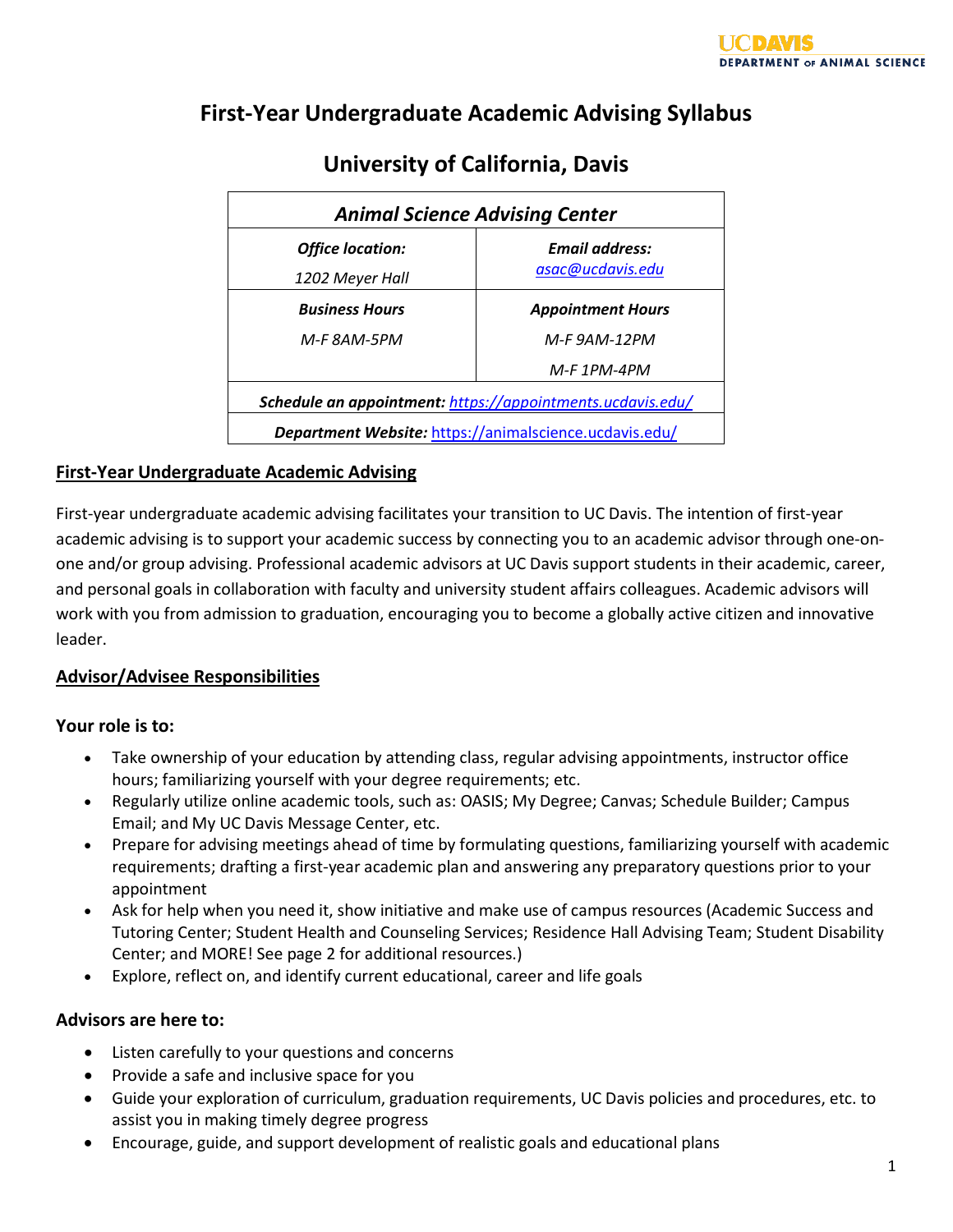UCDAVIS
DEPARTMENT OF ANIMAL SCIENCE

# First-Year Undergraduate Academic Advising Syllabus

## University of California, Davis

| ***Animal Science Advising Center*** | |
|---|---|
| ***Office location:*** *1202 Meyer Hall* | ***Email address:*** [asac@ucdavis.edu](mailto:asac@ucdavis.edu) |
| ***Business Hours*** *M-F 8AM-5PM* | ***Appointment Hours*** *M-F 9AM-12PM* *M-F 1PM-4PM* |
| ***Schedule an appointment:*** [https://appointments.ucdavis.edu/](https://appointments.ucdavis.edu/) | |
| ***Department Website:*** [https://animalscience.ucdavis.edu/](https://animalscience.ucdavis.edu/) | |

### First-Year Undergraduate Academic Advising

First-year undergraduate academic advising facilitates your transition to UC Davis. The intention of first-year academic advising is to support your academic success by connecting you to an academic advisor through one-on-one and/or group advising. Professional academic advisors at UC Davis support students in their academic, career, and personal goals in collaboration with faculty and university student affairs colleagues. Academic advisors will work with you from admission to graduation, encouraging you to become a globally active citizen and innovative leader.

### Advisor/Advisee Responsibilities

**Your role is to:**

- Take ownership of your education by attending class, regular advising appointments, instructor office hours; familiarizing yourself with your degree requirements; etc.
- Regularly utilize online academic tools, such as: OASIS; My Degree; Canvas; Schedule Builder; Campus Email; and My UC Davis Message Center, etc.
- Prepare for advising meetings ahead of time by formulating questions, familiarizing yourself with academic requirements; drafting a first-year academic plan and answering any preparatory questions prior to your appointment
- Ask for help when you need it, show initiative and make use of campus resources (Academic Success and Tutoring Center; Student Health and Counseling Services; Residence Hall Advising Team; Student Disability Center; and MORE! See page 2 for additional resources.)
- Explore, reflect on, and identify current educational, career and life goals

**Advisors are here to:**

- Listen carefully to your questions and concerns
- Provide a safe and inclusive space for you
- Guide your exploration of curriculum, graduation requirements, UC Davis policies and procedures, etc. to assist you in making timely degree progress
- Encourage, guide, and support development of realistic goals and educational plans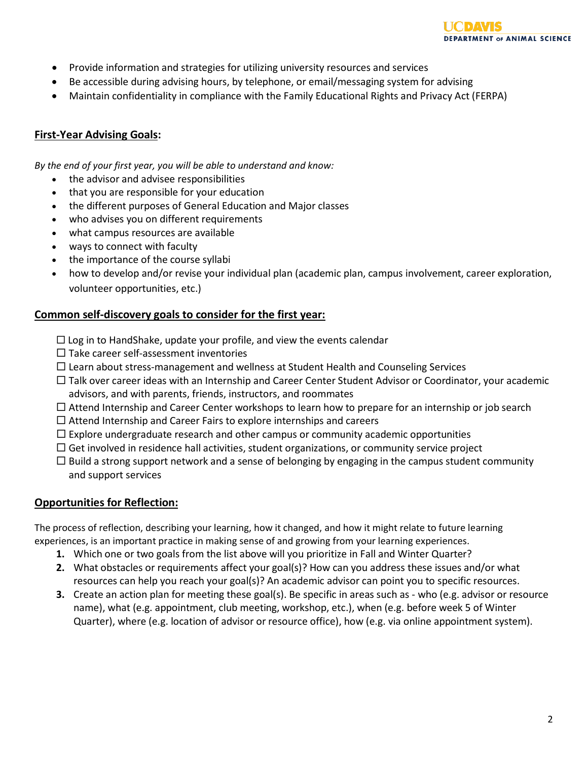- Provide information and strategies for utilizing university resources and services
- Be accessible during advising hours, by telephone, or email/messaging system for advising
- Maintain confidentiality in compliance with the Family Educational Rights and Privacy Act (FERPA)

## First-Year Advising Goals:

*By the end of your first year, you will be able to understand and know:*

- the advisor and advisee responsibilities
- that you are responsible for your education
- the different purposes of General Education and Major classes
- who advises you on different requirements
- what campus resources are available
- ways to connect with faculty
- the importance of the course syllabi
- how to develop and/or revise your individual plan (academic plan, campus involvement, career exploration, volunteer opportunities, etc.)

## Common self-discovery goals to consider for the first year:

- ☐ Log in to HandShake, update your profile, and view the events calendar
- ☐ Take career self-assessment inventories
- ☐ Learn about stress-management and wellness at Student Health and Counseling Services
- ☐ Talk over career ideas with an Internship and Career Center Student Advisor or Coordinator, your academic advisors, and with parents, friends, instructors, and roommates
- ☐ Attend Internship and Career Center workshops to learn how to prepare for an internship or job search
- ☐ Attend Internship and Career Fairs to explore internships and careers
- ☐ Explore undergraduate research and other campus or community academic opportunities
- ☐ Get involved in residence hall activities, student organizations, or community service project
- ☐ Build a strong support network and a sense of belonging by engaging in the campus student community and support services

## Opportunities for Reflection:

The process of reflection, describing your learning, how it changed, and how it might relate to future learning experiences, is an important practice in making sense of and growing from your learning experiences.

1. Which one or two goals from the list above will you prioritize in Fall and Winter Quarter?
2. What obstacles or requirements affect your goal(s)? How can you address these issues and/or what resources can help you reach your goal(s)? An academic advisor can point you to specific resources.
3. Create an action plan for meeting these goal(s). Be specific in areas such as - who (e.g. advisor or resource name), what (e.g. appointment, club meeting, workshop, etc.), when (e.g. before week 5 of Winter Quarter), where (e.g. location of advisor or resource office), how (e.g. via online appointment system).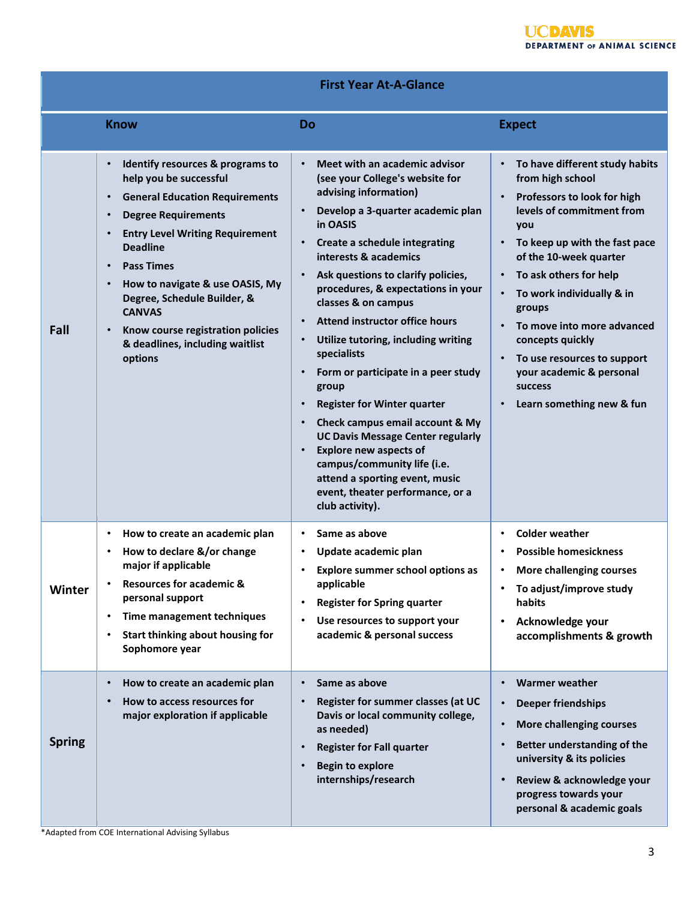| First Year At-A-Glance | | | |
|---|---|---|---|
| | **Know** | **Do** | **Expect** |
| **Fall** | • Identify resources & programs to help you be successful<br>• General Education Requirements<br>• Degree Requirements<br>• Entry Level Writing Requirement Deadline<br>• Pass Times<br>• How to navigate & use OASIS, My Degree, Schedule Builder, & CANVAS<br>• Know course registration policies & deadlines, including waitlist options | • Meet with an academic advisor (see your College's website for advising information)<br>• Develop a 3-quarter academic plan in OASIS<br>• Create a schedule integrating interests & academics<br>• Ask questions to clarify policies, procedures, & expectations in your classes & on campus<br>• Attend instructor office hours<br>• Utilize tutoring, including writing specialists<br>• Form or participate in a peer study group<br>• Register for Winter quarter<br>• Check campus email account & My UC Davis Message Center regularly<br>• Explore new aspects of campus/community life (i.e. attend a sporting event, music event, theater performance, or a club activity). | • To have different study habits from high school<br>• Professors to look for high levels of commitment from you<br>• To keep up with the fast pace of the 10-week quarter<br>• To ask others for help<br>• To work individually & in groups<br>• To move into more advanced concepts quickly<br>• To use resources to support your academic & personal success<br>• Learn something new & fun |
| **Winter** | • How to create an academic plan<br>• How to declare &/or change major if applicable<br>• Resources for academic & personal support<br>• Time management techniques<br>• Start thinking about housing for Sophomore year | • Same as above<br>• Update academic plan<br>• Explore summer school options as applicable<br>• Register for Spring quarter<br>• Use resources to support your academic & personal success | • Colder weather<br>• Possible homesickness<br>• More challenging courses<br>• To adjust/improve study habits<br>• Acknowledge your accomplishments & growth |
| **Spring** | • How to create an academic plan<br>• How to access resources for major exploration if applicable | • Same as above<br>• Register for summer classes (at UC Davis or local community college, as needed)<br>• Register for Fall quarter<br>• Begin to explore internships/research | • Warmer weather<br>• Deeper friendships<br>• More challenging courses<br>• Better understanding of the university & its policies<br>• Review & acknowledge your progress towards your personal & academic goals |

*Adapted from COE International Advising Syllabus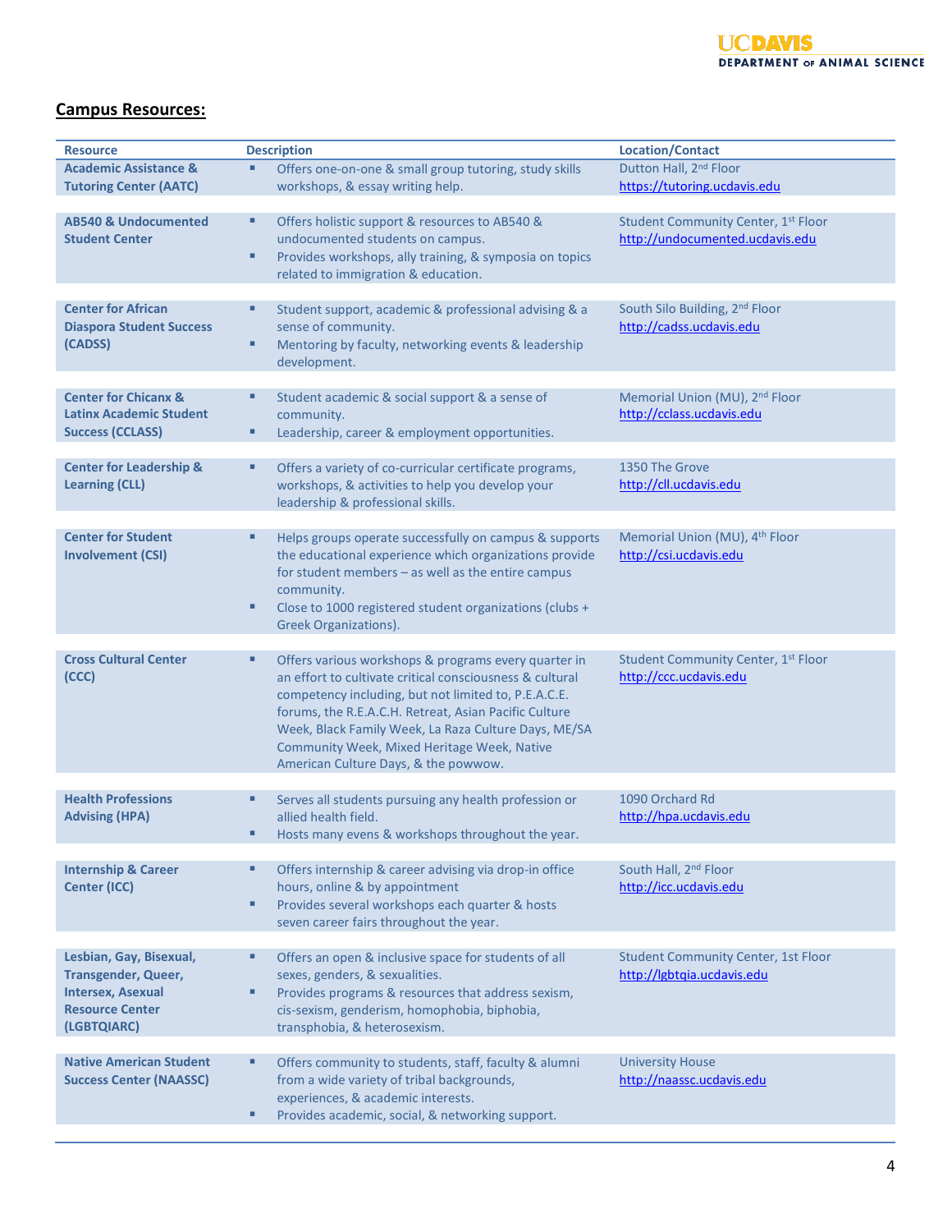## Campus Resources:

| Resource | Description | Location/Contact |
|---|---|---|
| **Academic Assistance & Tutoring Center (AATC)** | ▪ Offers one-on-one & small group tutoring, study skills workshops, & essay writing help. | Dutton Hall, 2nd Floor<br>https://tutoring.ucdavis.edu |
| **AB540 & Undocumented Student Center** | ▪ Offers holistic support & resources to AB540 & undocumented students on campus.<br>▪ Provides workshops, ally training, & symposia on topics related to immigration & education. | Student Community Center, 1st Floor<br>http://undocumented.ucdavis.edu |
| **Center for African Diaspora Student Success (CADSS)** | ▪ Student support, academic & professional advising & a sense of community.<br>▪ Mentoring by faculty, networking events & leadership development. | South Silo Building, 2nd Floor<br>http://cadss.ucdavis.edu |
| **Center for Chicanx & Latinx Academic Student Success (CCLASS)** | ▪ Student academic & social support & a sense of community.<br>▪ Leadership, career & employment opportunities. | Memorial Union (MU), 2nd Floor<br>http://cclass.ucdavis.edu |
| **Center for Leadership & Learning (CLL)** | ▪ Offers a variety of co-curricular certificate programs, workshops, & activities to help you develop your leadership & professional skills. | 1350 The Grove<br>http://cll.ucdavis.edu |
| **Center for Student Involvement (CSI)** | ▪ Helps groups operate successfully on campus & supports the educational experience which organizations provide for student members – as well as the entire campus community.<br>▪ Close to 1000 registered student organizations (clubs + Greek Organizations). | Memorial Union (MU), 4th Floor<br>http://csi.ucdavis.edu |
| **Cross Cultural Center (CCC)** | ▪ Offers various workshops & programs every quarter in an effort to cultivate critical consciousness & cultural competency including, but not limited to, P.E.A.C.E. forums, the R.E.A.C.H. Retreat, Asian Pacific Culture Week, Black Family Week, La Raza Culture Days, ME/SA Community Week, Mixed Heritage Week, Native American Culture Days, & the powwow. | Student Community Center, 1st Floor<br>http://ccc.ucdavis.edu |
| **Health Professions Advising (HPA)** | ▪ Serves all students pursuing any health profession or allied health field.<br>▪ Hosts many evens & workshops throughout the year. | 1090 Orchard Rd<br>http://hpa.ucdavis.edu |
| **Internship & Career Center (ICC)** | ▪ Offers internship & career advising via drop-in office hours, online & by appointment<br>▪ Provides several workshops each quarter & hosts seven career fairs throughout the year. | South Hall, 2nd Floor<br>http://icc.ucdavis.edu |
| **Lesbian, Gay, Bisexual, Transgender, Queer, Intersex, Asexual Resource Center (LGBTQIARC)** | ▪ Offers an open & inclusive space for students of all sexes, genders, & sexualities.<br>▪ Provides programs & resources that address sexism, cis-sexism, genderism, homophobia, biphobia, transphobia, & heterosexism. | Student Community Center, 1st Floor<br>http://lgbtqia.ucdavis.edu |
| **Native American Student Success Center (NAASSC)** | ▪ Offers community to students, staff, faculty & alumni from a wide variety of tribal backgrounds, experiences, & academic interests.<br>▪ Provides academic, social, & networking support. | University House<br>http://naassc.ucdavis.edu |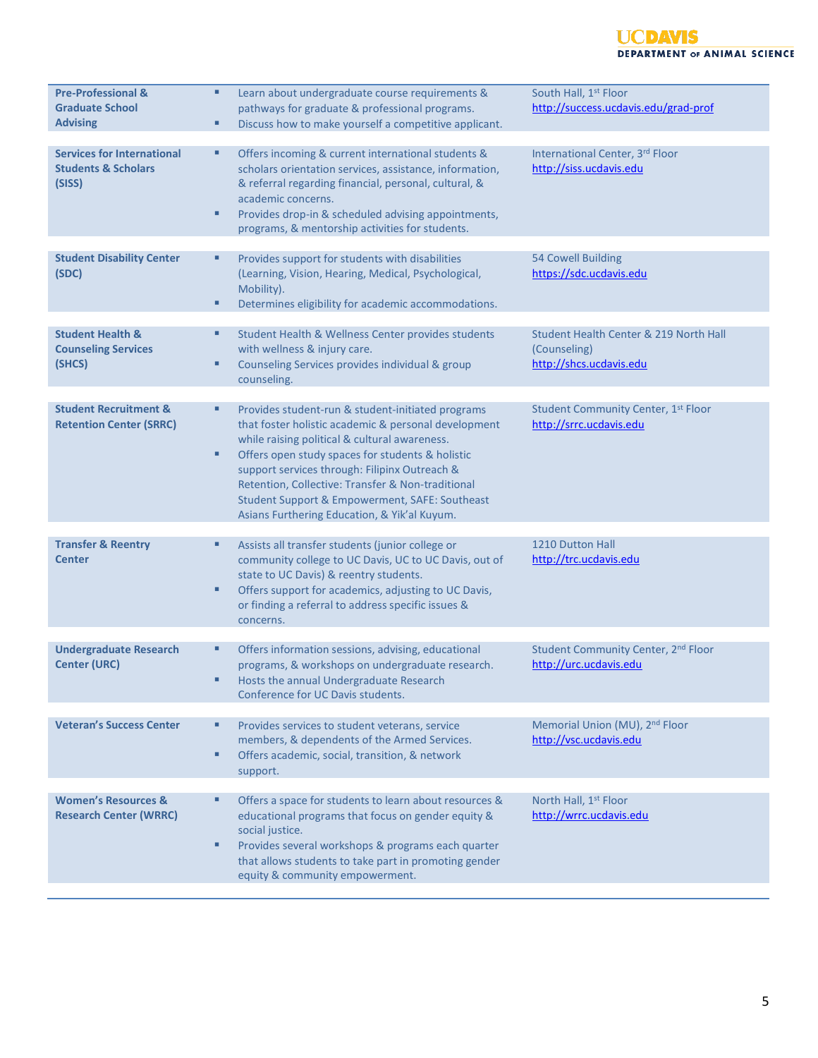| | | |
|---|---|---|
| **Pre-Professional & Graduate School Advising** | ▪ Learn about undergraduate course requirements & pathways for graduate & professional programs.<br>▪ Discuss how to make yourself a competitive applicant. | South Hall, 1st Floor<br>http://success.ucdavis.edu/grad-prof |
| **Services for International Students & Scholars (SISS)** | ▪ Offers incoming & current international students & scholars orientation services, assistance, information, & referral regarding financial, personal, cultural, & academic concerns.<br>▪ Provides drop-in & scheduled advising appointments, programs, & mentorship activities for students. | International Center, 3rd Floor<br>http://siss.ucdavis.edu |
| **Student Disability Center (SDC)** | ▪ Provides support for students with disabilities (Learning, Vision, Hearing, Medical, Psychological, Mobility).<br>▪ Determines eligibility for academic accommodations. | 54 Cowell Building<br>https://sdc.ucdavis.edu |
| **Student Health & Counseling Services (SHCS)** | ▪ Student Health & Wellness Center provides students with wellness & injury care.<br>▪ Counseling Services provides individual & group counseling. | Student Health Center & 219 North Hall (Counseling)<br>http://shcs.ucdavis.edu |
| **Student Recruitment & Retention Center (SRRC)** | ▪ Provides student-run & student-initiated programs that foster holistic academic & personal development while raising political & cultural awareness.<br>▪ Offers open study spaces for students & holistic support services through: Filipinx Outreach & Retention, Collective: Transfer & Non-traditional Student Support & Empowerment, SAFE: Southeast Asians Furthering Education, & Yik'al Kuyum. | Student Community Center, 1st Floor<br>http://srrc.ucdavis.edu |
| **Transfer & Reentry Center** | ▪ Assists all transfer students (junior college or community college to UC Davis, UC to UC Davis, out of state to UC Davis) & reentry students.<br>▪ Offers support for academics, adjusting to UC Davis, or finding a referral to address specific issues & concerns. | 1210 Dutton Hall<br>http://trc.ucdavis.edu |
| **Undergraduate Research Center (URC)** | ▪ Offers information sessions, advising, educational programs, & workshops on undergraduate research.<br>▪ Hosts the annual Undergraduate Research Conference for UC Davis students. | Student Community Center, 2nd Floor<br>http://urc.ucdavis.edu |
| **Veteran's Success Center** | ▪ Provides services to student veterans, service members, & dependents of the Armed Services.<br>▪ Offers academic, social, transition, & network support. | Memorial Union (MU), 2nd Floor<br>http://vsc.ucdavis.edu |
| **Women's Resources & Research Center (WRRC)** | ▪ Offers a space for students to learn about resources & educational programs that focus on gender equity & social justice.<br>▪ Provides several workshops & programs each quarter that allows students to take part in promoting gender equity & community empowerment. | North Hall, 1st Floor<br>http://wrrc.ucdavis.edu |